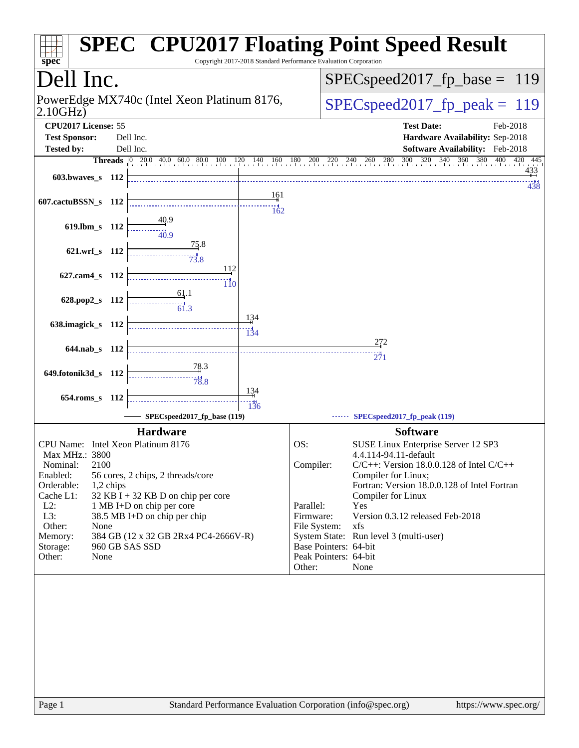# SPEC CPU2017 Floating Point Speed Result

Copyright 2017-2018 Standard Performance Evaluation Corporation

## Dell Inc.

PowerEdge MX740c (Intel Xeon Platinum 8176, 2.10GHz)

SPECspeed2017_fp_base = 119

SPECspeed2017_fp_peak = 119

| | | | |
|---|---|---|---|
| **CPU2017 License:** | 55 | **Test Date:** | Feb-2018 |
| **Test Sponsor:** | Dell Inc. | **Hardware Availability:** | Sep-2018 |
| **Tested by:** | Dell Inc. | **Software Availability:** | Feb-2018 |

| Benchmark | Threads | Base | Peak |
|---|---|---|---|
| 603.bwaves_s | 112 | 433 | 438 |
| 607.cactuBSSN_s | 112 | 161 | 162 |
| 619.lbm_s | 112 | 40.9 | 40.9 |
| 621.wrf_s | 112 | 75.8 | 73.8 |
| 627.cam4_s | 112 | 112 | 110 |
| 628.pop2_s | 112 | 61.1 | 61.3 |
| 638.imagick_s | 112 | 134 | 134 |
| 644.nab_s | 112 | 272 | 271 |
| 649.fotonik3d_s | 112 | 78.3 | 78.8 |
| 654.roms_s | 112 | 134 | 136 |

SPECspeed2017_fp_base (119) — SPECspeed2017_fp_peak (119)

### Hardware

| | |
|---|---|
| CPU Name: | Intel Xeon Platinum 8176 |
| Max MHz.: | 3800 |
| Nominal: | 2100 |
| Enabled: | 56 cores, 2 chips, 2 threads/core |
| Orderable: | 1,2 chips |
| Cache L1: | 32 KB I + 32 KB D on chip per core |
| L2: | 1 MB I+D on chip per core |
| L3: | 38.5 MB I+D on chip per chip |
| Other: | None |
| Memory: | 384 GB (12 x 32 GB 2Rx4 PC4-2666V-R) |
| Storage: | 960 GB SAS SSD |
| Other: | None |

### Software

| | |
|---|---|
| OS: | SUSE Linux Enterprise Server 12 SP3 4.4.114-94.11-default |
| Compiler: | C/C++: Version 18.0.0.128 of Intel C/C++ Compiler for Linux; Fortran: Version 18.0.0.128 of Intel Fortran Compiler for Linux |
| Parallel: | Yes |
| Firmware: | Version 0.3.12 released Feb-2018 |
| File System: | xfs |
| System State: | Run level 3 (multi-user) |
| Base Pointers: | 64-bit |
| Peak Pointers: | 64-bit |
| Other: | None |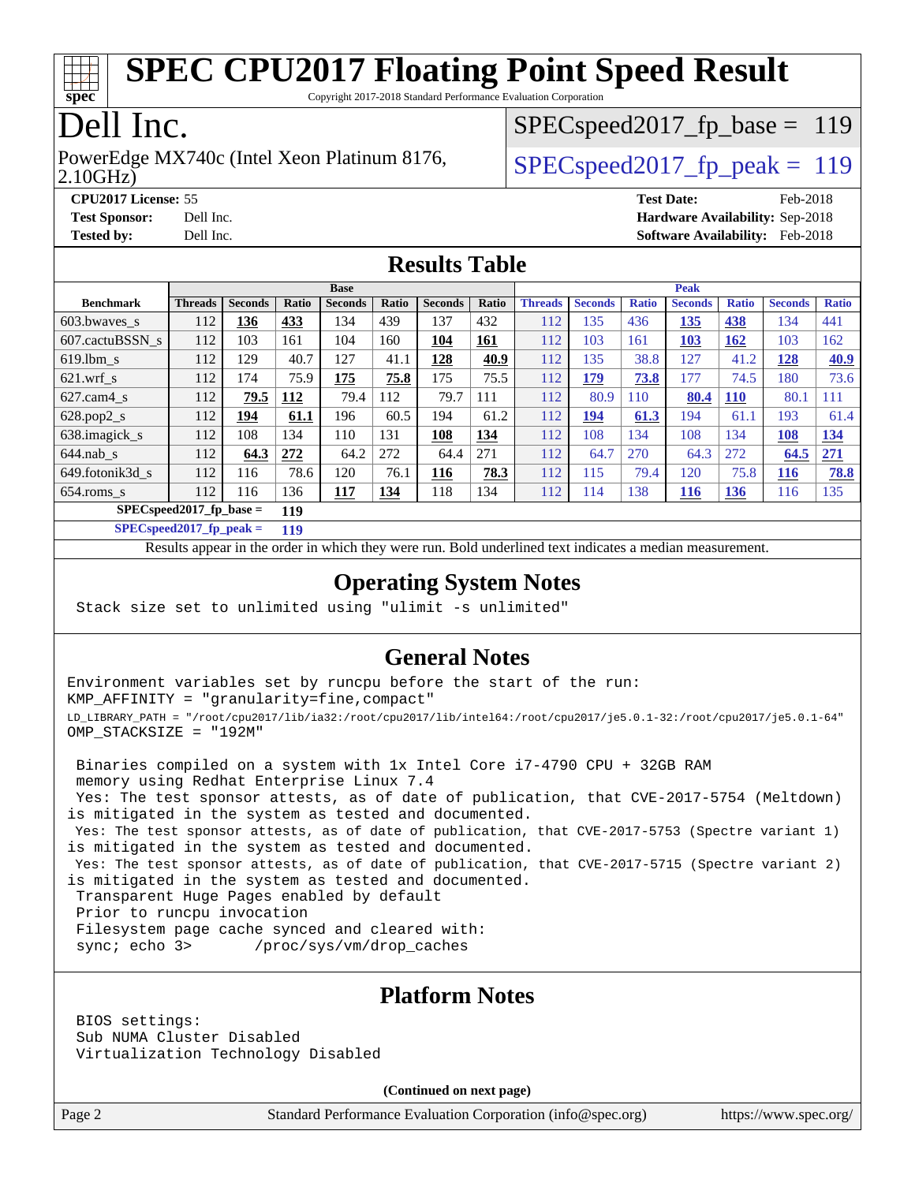# SPEC CPU2017 Floating Point Speed Result

Copyright 2017-2018 Standard Performance Evaluation Corporation

# Dell Inc.

PowerEdge MX740c (Intel Xeon Platinum 8176, 2.10GHz)

SPECspeed2017_fp_base = 119

SPECspeed2017_fp_peak = 119

**CPU2017 License:** 55
**Test Sponsor:** Dell Inc.
**Tested by:** Dell Inc.

**Test Date:** Feb-2018
**Hardware Availability:** Sep-2018
**Software Availability:** Feb-2018

## Results Table

| | Base | | | | | | | Peak | | | | | | |
|---|---|---|---|---|---|---|---|---|---|---|---|---|---|---|
| **Benchmark** | **Threads** | **Seconds** | **Ratio** | **Seconds** | **Ratio** | **Seconds** | **Ratio** | **Threads** | **Seconds** | **Ratio** | **Seconds** | **Ratio** | **Seconds** | **Ratio** |
| 603.bwaves_s | 112 | **136** | **433** | 134 | 439 | 137 | 432 | 112 | 135 | 436 | **135** | **438** | 134 | 441 |
| 607.cactuBSSN_s | 112 | 103 | 161 | 104 | 160 | **104** | **161** | 112 | 103 | 161 | **103** | **162** | 103 | 162 |
| 619.lbm_s | 112 | 129 | 40.7 | 127 | 41.1 | **128** | **40.9** | 112 | 135 | 38.8 | 127 | 41.2 | **128** | **40.9** |
| 621.wrf_s | 112 | 174 | 75.9 | **175** | **75.8** | 175 | 75.5 | 112 | **179** | **73.8** | 177 | 74.5 | 180 | 73.6 |
| 627.cam4_s | 112 | **79.5** | **112** | 79.4 | 112 | 79.7 | 111 | 112 | 80.9 | 110 | **80.4** | **110** | 80.1 | 111 |
| 628.pop2_s | 112 | **194** | **61.1** | 196 | 60.5 | 194 | 61.2 | 112 | **194** | **61.3** | 194 | 61.1 | 193 | 61.4 |
| 638.imagick_s | 112 | 108 | 134 | 110 | 131 | **108** | **134** | 112 | 108 | 134 | 108 | 134 | **108** | **134** |
| 644.nab_s | 112 | **64.3** | **272** | 64.2 | 272 | 64.4 | 271 | 112 | 64.7 | 270 | 64.3 | 272 | **64.5** | **271** |
| 649.fotonik3d_s | 112 | 116 | 78.6 | 120 | 76.1 | **116** | **78.3** | 112 | 115 | 79.4 | 120 | 75.8 | **116** | **78.8** |
| 654.roms_s | 112 | 116 | 136 | **117** | **134** | 118 | 134 | 112 | 114 | 138 | **116** | **136** | 116 | 135 |

**SPECspeed2017_fp_base = 119**

**SPECspeed2017_fp_peak = 119**

Results appear in the order in which they were run. Bold underlined text indicates a median measurement.

## Operating System Notes

```
Stack size set to unlimited using "ulimit -s unlimited"
```

## General Notes

```
Environment variables set by runcpu before the start of the run:
KMP_AFFINITY = "granularity=fine,compact"
LD_LIBRARY_PATH = "/root/cpu2017/lib/ia32:/root/cpu2017/lib/intel64:/root/cpu2017/je5.0.1-32:/root/cpu2017/je5.0.1-64"
OMP_STACKSIZE = "192M"

 Binaries compiled on a system with 1x Intel Core i7-4790 CPU + 32GB RAM
 memory using Redhat Enterprise Linux 7.4
 Yes: The test sponsor attests, as of date of publication, that CVE-2017-5754 (Meltdown)
is mitigated in the system as tested and documented.
 Yes: The test sponsor attests, as of date of publication, that CVE-2017-5753 (Spectre variant 1)
is mitigated in the system as tested and documented.
 Yes: The test sponsor attests, as of date of publication, that CVE-2017-5715 (Spectre variant 2)
is mitigated in the system as tested and documented.
 Transparent Huge Pages enabled by default
 Prior to runcpu invocation
 Filesystem page cache synced and cleared with:
 sync; echo 3>       /proc/sys/vm/drop_caches
```

## Platform Notes

```
BIOS settings:
Sub NUMA Cluster Disabled
Virtualization Technology Disabled
```

(Continued on next page)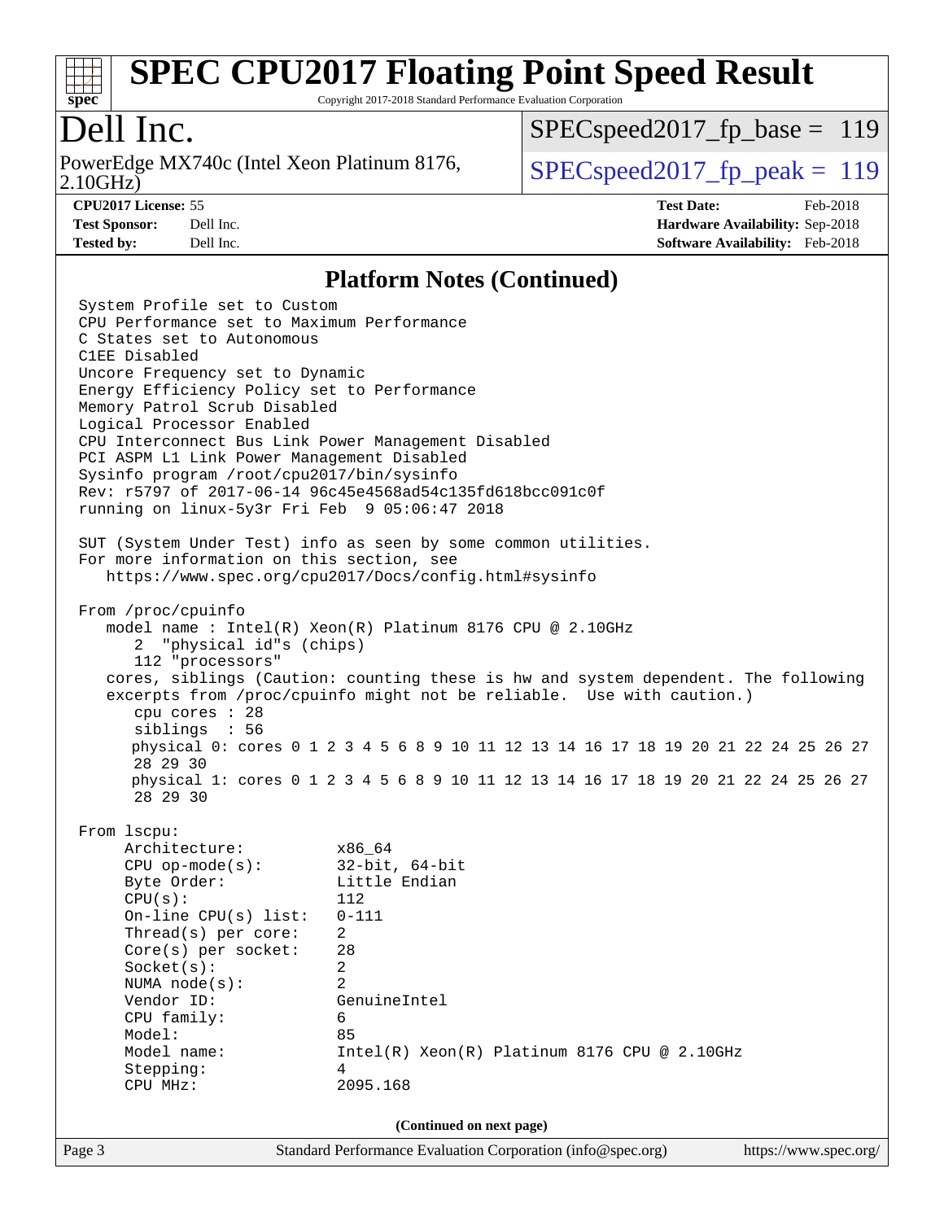## Platform Notes (Continued)

```
System Profile set to Custom
CPU Performance set to Maximum Performance
C States set to Autonomous
C1EE Disabled
Uncore Frequency set to Dynamic
Energy Efficiency Policy set to Performance
Memory Patrol Scrub Disabled
Logical Processor Enabled
CPU Interconnect Bus Link Power Management Disabled
PCI ASPM L1 Link Power Management Disabled
Sysinfo program /root/cpu2017/bin/sysinfo
Rev: r5797 of 2017-06-14 96c45e4568ad54c135fd618bcc091c0f
running on linux-5y3r Fri Feb  9 05:06:47 2018

SUT (System Under Test) info as seen by some common utilities.
For more information on this section, see
   https://www.spec.org/cpu2017/Docs/config.html#sysinfo

From /proc/cpuinfo
   model name : Intel(R) Xeon(R) Platinum 8176 CPU @ 2.10GHz
      2  "physical id"s (chips)
      112 "processors"
   cores, siblings (Caution: counting these is hw and system dependent. The following
   excerpts from /proc/cpuinfo might not be reliable.  Use with caution.)
      cpu cores : 28
      siblings  : 56
      physical 0: cores 0 1 2 3 4 5 6 8 9 10 11 12 13 14 16 17 18 19 20 21 22 24 25 26 27
      28 29 30
      physical 1: cores 0 1 2 3 4 5 6 8 9 10 11 12 13 14 16 17 18 19 20 21 22 24 25 26 27
      28 29 30

From lscpu:
     Architecture:          x86_64
     CPU op-mode(s):        32-bit, 64-bit
     Byte Order:            Little Endian
     CPU(s):                112
     On-line CPU(s) list:   0-111
     Thread(s) per core:    2
     Core(s) per socket:    28
     Socket(s):             2
     NUMA node(s):          2
     Vendor ID:             GenuineIntel
     CPU family:            6
     Model:                 85
     Model name:            Intel(R) Xeon(R) Platinum 8176 CPU @ 2.10GHz
     Stepping:              4
     CPU MHz:               2095.168
```

(Continued on next page)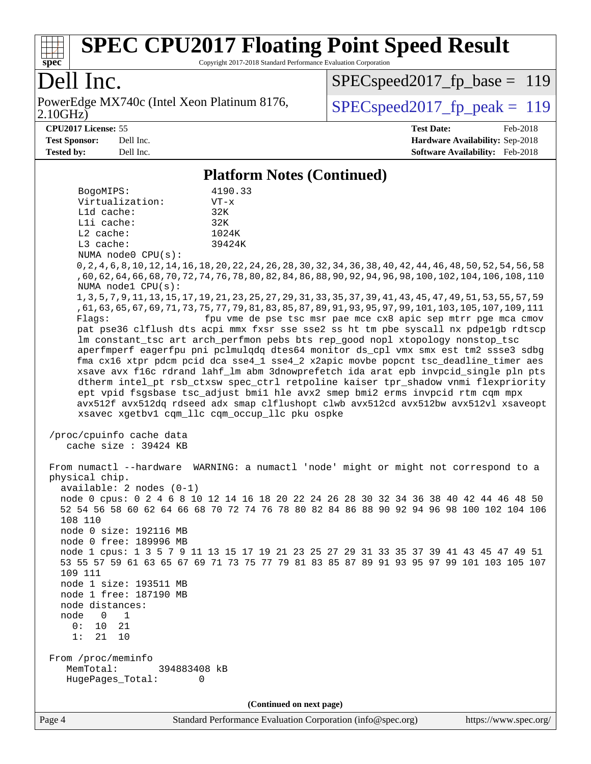## Platform Notes (Continued)

```
    BogoMIPS:               4190.33
    Virtualization:         VT-x
    L1d cache:              32K
    L1i cache:              32K
    L2 cache:               1024K
    L3 cache:               39424K
    NUMA node0 CPU(s):
    0,2,4,6,8,10,12,14,16,18,20,22,24,26,28,30,32,34,36,38,40,42,44,46,48,50,52,54,56,58
    ,60,62,64,66,68,70,72,74,76,78,80,82,84,86,88,90,92,94,96,98,100,102,104,106,108,110
    NUMA node1 CPU(s):
    1,3,5,7,9,11,13,15,17,19,21,23,25,27,29,31,33,35,37,39,41,43,45,47,49,51,53,55,57,59
    ,61,63,65,67,69,71,73,75,77,79,81,83,85,87,89,91,93,95,97,99,101,103,105,107,109,111
    Flags:                 fpu vme de pse tsc msr pae mce cx8 apic sep mtrr pge mca cmov
    pat pse36 clflush dts acpi mmx fxsr sse sse2 ss ht tm pbe syscall nx pdpe1gb rdtscp
    lm constant_tsc art arch_perfmon pebs bts rep_good nopl xtopology nonstop_tsc
    aperfmperf eagerfpu pni pclmulqdq dtes64 monitor ds_cpl vmx smx est tm2 ssse3 sdbg
    fma cx16 xtpr pdcm pcid dca sse4_1 sse4_2 x2apic movbe popcnt tsc_deadline_timer aes
    xsave avx f16c rdrand lahf_lm abm 3dnowprefetch ida arat epb invpcid_single pln pts
    dtherm intel_pt rsb_ctxsw spec_ctrl retpoline kaiser tpr_shadow vnmi flexpriority
    ept vpid fsgsbase tsc_adjust bmi1 hle avx2 smep bmi2 erms invpcid rtm cqm mpx
    avx512f avx512dq rdseed adx smap clflushopt clwb avx512cd avx512bw avx512vl xsaveopt
    xsavec xgetbv1 cqm_llc cqm_occup_llc pku ospke

 /proc/cpuinfo cache data
    cache size : 39424 KB

 From numactl --hardware  WARNING: a numactl 'node' might or might not correspond to a
 physical chip.
   available: 2 nodes (0-1)
   node 0 cpus: 0 2 4 6 8 10 12 14 16 18 20 22 24 26 28 30 32 34 36 38 40 42 44 46 48 50
   52 54 56 58 60 62 64 66 68 70 72 74 76 78 80 82 84 86 88 90 92 94 96 98 100 102 104 106
   108 110
   node 0 size: 192116 MB
   node 0 free: 189996 MB
   node 1 cpus: 1 3 5 7 9 11 13 15 17 19 21 23 25 27 29 31 33 35 37 39 41 43 45 47 49 51
   53 55 57 59 61 63 65 67 69 71 73 75 77 79 81 83 85 87 89 91 93 95 97 99 101 103 105 107
   109 111
   node 1 size: 193511 MB
   node 1 free: 187190 MB
   node distances:
   node   0   1
     0:  10  21
     1:  21  10

 From /proc/meminfo
    MemTotal:       394883408 kB
    HugePages_Total:       0
```

**(Continued on next page)**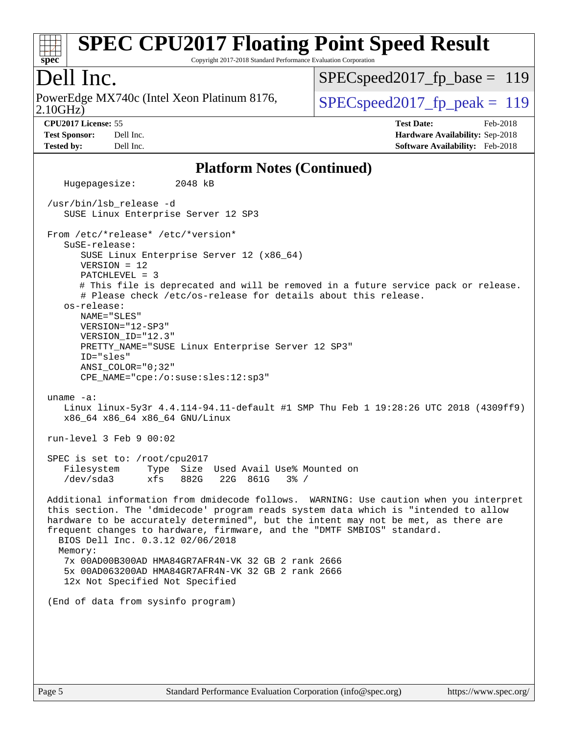## Platform Notes (Continued)

```
   Hugepagesize:        2048 kB

 /usr/bin/lsb_release -d
    SUSE Linux Enterprise Server 12 SP3

 From /etc/*release* /etc/*version*
    SuSE-release:
       SUSE Linux Enterprise Server 12 (x86_64)
       VERSION = 12
       PATCHLEVEL = 3
       # This file is deprecated and will be removed in a future service pack or release.
       # Please check /etc/os-release for details about this release.
    os-release:
       NAME="SLES"
       VERSION="12-SP3"
       VERSION_ID="12.3"
       PRETTY_NAME="SUSE Linux Enterprise Server 12 SP3"
       ID="sles"
       ANSI_COLOR="0;32"
       CPE_NAME="cpe:/o:suse:sles:12:sp3"

 uname -a:
    Linux linux-5y3r 4.4.114-94.11-default #1 SMP Thu Feb 1 19:28:26 UTC 2018 (4309ff9)
    x86_64 x86_64 x86_64 GNU/Linux

 run-level 3 Feb 9 00:02

 SPEC is set to: /root/cpu2017
    Filesystem     Type  Size  Used Avail Use% Mounted on
    /dev/sda3      xfs   882G   22G  861G   3% /

 Additional information from dmidecode follows.  WARNING: Use caution when you interpret
 this section. The 'dmidecode' program reads system data which is "intended to allow
 hardware to be accurately determined", but the intent may not be met, as there are
 frequent changes to hardware, firmware, and the "DMTF SMBIOS" standard.
   BIOS Dell Inc. 0.3.12 02/06/2018
   Memory:
    7x 00AD00B300AD HMA84GR7AFR4N-VK 32 GB 2 rank 2666
    5x 00AD063200AD HMA84GR7AFR4N-VK 32 GB 2 rank 2666
    12x Not Specified Not Specified

 (End of data from sysinfo program)
```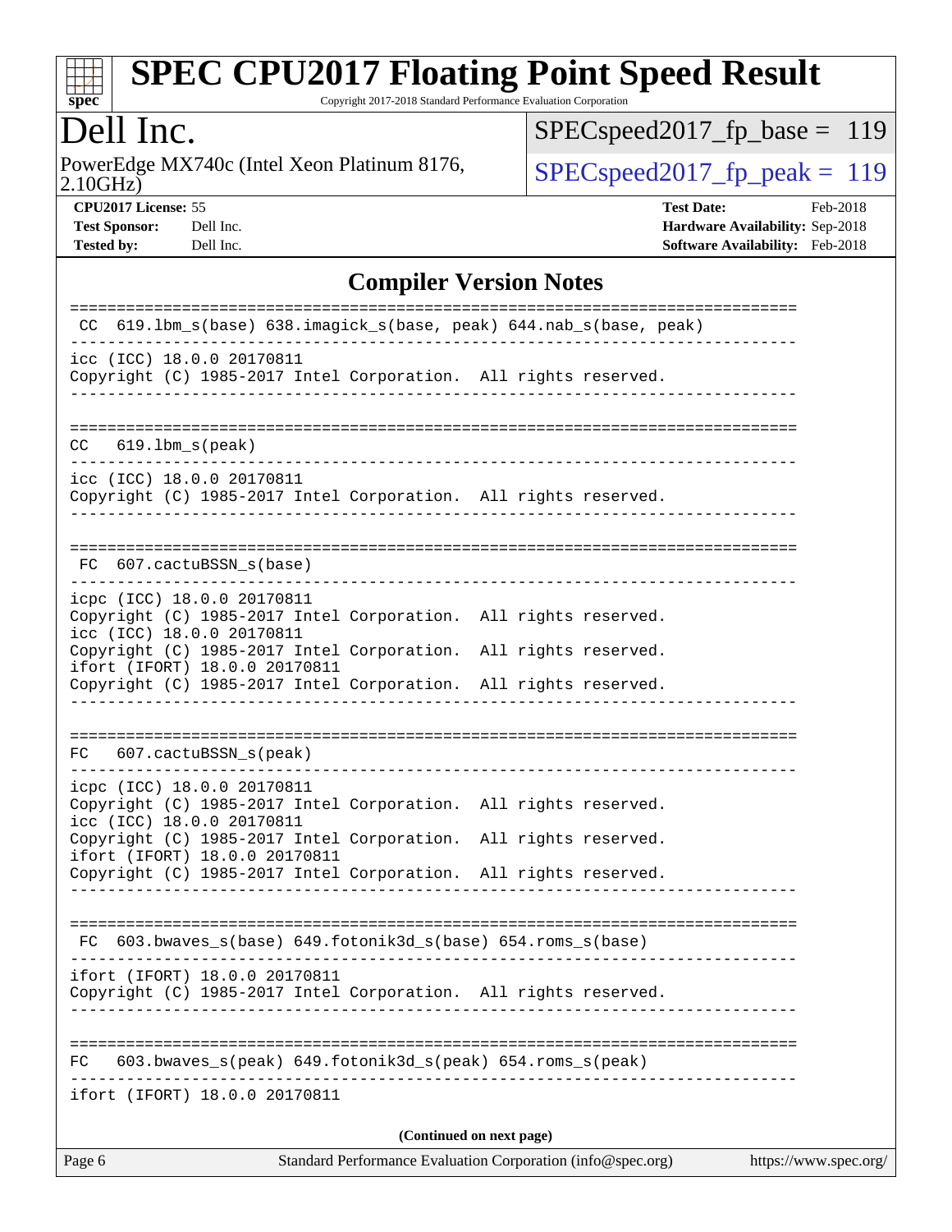## Compiler Version Notes

```
==============================================================================
 CC  619.lbm_s(base) 638.imagick_s(base, peak) 644.nab_s(base, peak)
------------------------------------------------------------------------------
icc (ICC) 18.0.0 20170811
Copyright (C) 1985-2017 Intel Corporation.  All rights reserved.
------------------------------------------------------------------------------

==============================================================================
 CC  619.lbm_s(peak)
------------------------------------------------------------------------------
icc (ICC) 18.0.0 20170811
Copyright (C) 1985-2017 Intel Corporation.  All rights reserved.
------------------------------------------------------------------------------

==============================================================================
 FC  607.cactuBSSN_s(base)
------------------------------------------------------------------------------
icpc (ICC) 18.0.0 20170811
Copyright (C) 1985-2017 Intel Corporation.  All rights reserved.
icc (ICC) 18.0.0 20170811
Copyright (C) 1985-2017 Intel Corporation.  All rights reserved.
ifort (IFORT) 18.0.0 20170811
Copyright (C) 1985-2017 Intel Corporation.  All rights reserved.
------------------------------------------------------------------------------

==============================================================================
 FC  607.cactuBSSN_s(peak)
------------------------------------------------------------------------------
icpc (ICC) 18.0.0 20170811
Copyright (C) 1985-2017 Intel Corporation.  All rights reserved.
icc (ICC) 18.0.0 20170811
Copyright (C) 1985-2017 Intel Corporation.  All rights reserved.
ifort (IFORT) 18.0.0 20170811
Copyright (C) 1985-2017 Intel Corporation.  All rights reserved.
------------------------------------------------------------------------------

==============================================================================
 FC  603.bwaves_s(base) 649.fotonik3d_s(base) 654.roms_s(base)
------------------------------------------------------------------------------
ifort (IFORT) 18.0.0 20170811
Copyright (C) 1985-2017 Intel Corporation.  All rights reserved.
------------------------------------------------------------------------------

==============================================================================
 FC  603.bwaves_s(peak) 649.fotonik3d_s(peak) 654.roms_s(peak)
------------------------------------------------------------------------------
ifort (IFORT) 18.0.0 20170811
```

(Continued on next page)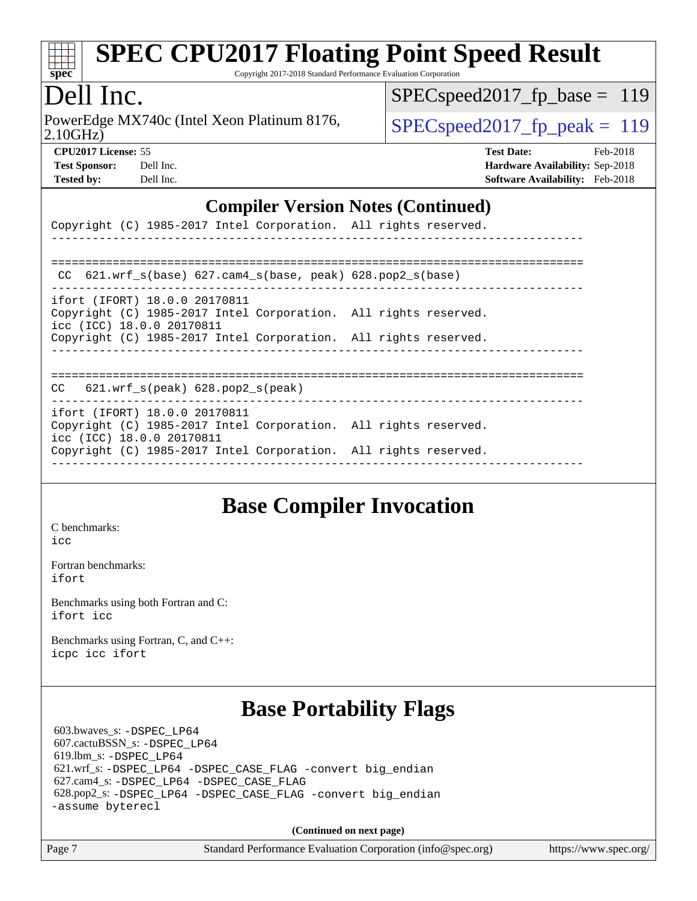# SPEC CPU2017 Floating Point Speed Result

Copyright 2017-2018 Standard Performance Evaluation Corporation

## Dell Inc.

PowerEdge MX740c (Intel Xeon Platinum 8176, 2.10GHz)

SPECspeed2017_fp_base = 119

SPECspeed2017_fp_peak = 119

**CPU2017 License:** 55
**Test Sponsor:** Dell Inc.
**Tested by:** Dell Inc.

**Test Date:** Feb-2018
**Hardware Availability:** Sep-2018
**Software Availability:** Feb-2018

## Compiler Version Notes (Continued)

```
Copyright (C) 1985-2017 Intel Corporation.  All rights reserved.
------------------------------------------------------------------------------

==============================================================================
 CC  621.wrf_s(base) 627.cam4_s(base, peak) 628.pop2_s(base)
------------------------------------------------------------------------------
ifort (IFORT) 18.0.0 20170811
Copyright (C) 1985-2017 Intel Corporation.  All rights reserved.
icc (ICC) 18.0.0 20170811
Copyright (C) 1985-2017 Intel Corporation.  All rights reserved.
------------------------------------------------------------------------------

==============================================================================
CC   621.wrf_s(peak) 628.pop2_s(peak)
------------------------------------------------------------------------------
ifort (IFORT) 18.0.0 20170811
Copyright (C) 1985-2017 Intel Corporation.  All rights reserved.
icc (ICC) 18.0.0 20170811
Copyright (C) 1985-2017 Intel Corporation.  All rights reserved.
------------------------------------------------------------------------------
```

## Base Compiler Invocation

C benchmarks:
icc

Fortran benchmarks:
ifort

Benchmarks using both Fortran and C:
ifort icc

Benchmarks using Fortran, C, and C++:
icpc icc ifort

## Base Portability Flags

603.bwaves_s: -DSPEC_LP64
607.cactuBSSN_s: -DSPEC_LP64
619.lbm_s: -DSPEC_LP64
621.wrf_s: -DSPEC_LP64 -DSPEC_CASE_FLAG -convert big_endian
627.cam4_s: -DSPEC_LP64 -DSPEC_CASE_FLAG
628.pop2_s: -DSPEC_LP64 -DSPEC_CASE_FLAG -convert big_endian -assume byterecl

**(Continued on next page)**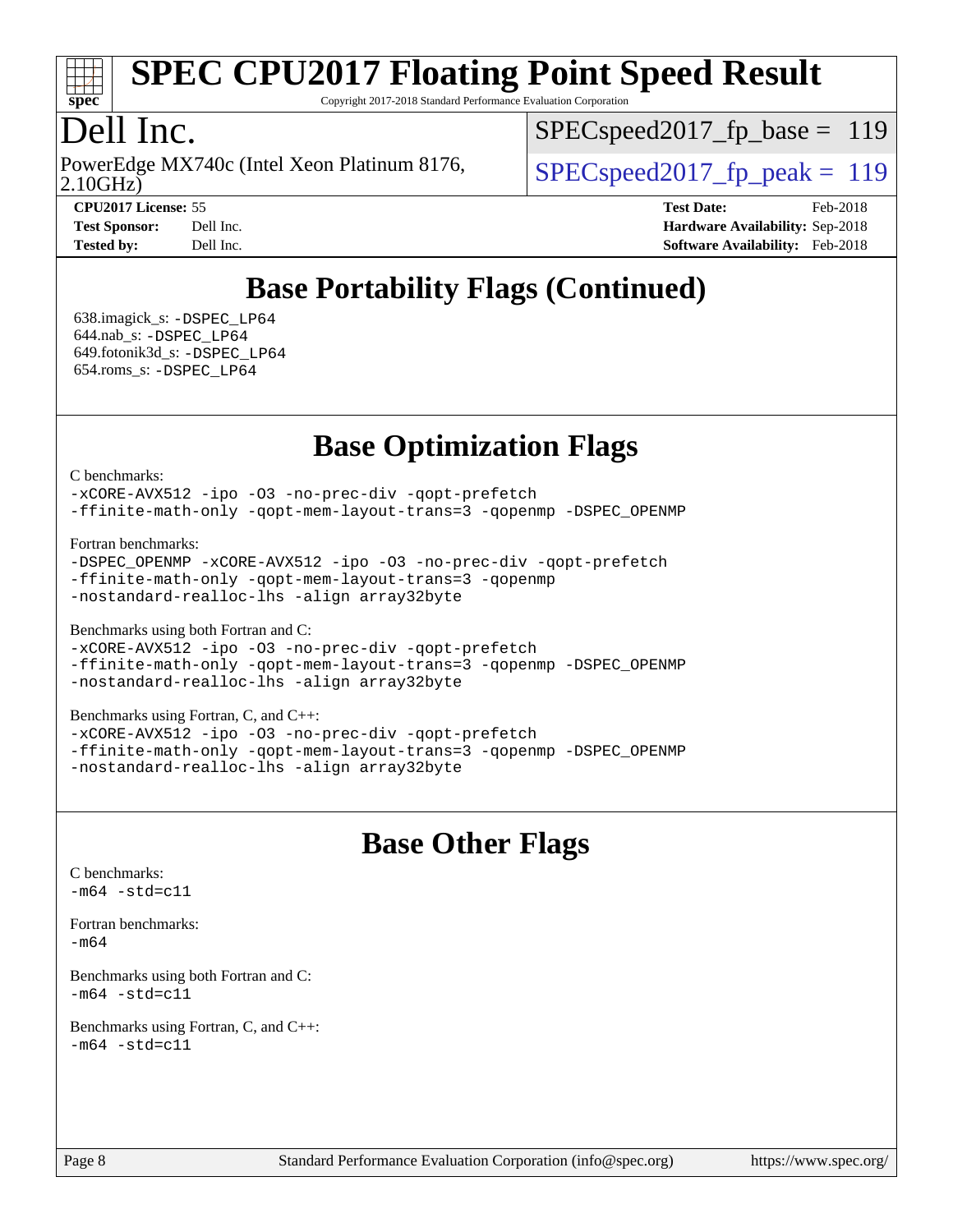# SPEC CPU2017 Floating Point Speed Result

Copyright 2017-2018 Standard Performance Evaluation Corporation

# Dell Inc.

PowerEdge MX740c (Intel Xeon Platinum 8176, 2.10GHz)

SPECspeed2017_fp_base = 119

SPECspeed2017_fp_peak = 119

**CPU2017 License:** 55
**Test Sponsor:** Dell Inc.
**Tested by:** Dell Inc.

**Test Date:** Feb-2018
**Hardware Availability:** Sep-2018
**Software Availability:** Feb-2018

## Base Portability Flags (Continued)

638.imagick_s: `-DSPEC_LP64`
644.nab_s: `-DSPEC_LP64`
649.fotonik3d_s: `-DSPEC_LP64`
654.roms_s: `-DSPEC_LP64`

## Base Optimization Flags

C benchmarks:
```
-xCORE-AVX512 -ipo -O3 -no-prec-div -qopt-prefetch
-ffinite-math-only -qopt-mem-layout-trans=3 -qopenmp -DSPEC_OPENMP
```

Fortran benchmarks:
```
-DSPEC_OPENMP -xCORE-AVX512 -ipo -O3 -no-prec-div -qopt-prefetch
-ffinite-math-only -qopt-mem-layout-trans=3 -qopenmp
-nostandard-realloc-lhs -align array32byte
```

Benchmarks using both Fortran and C:
```
-xCORE-AVX512 -ipo -O3 -no-prec-div -qopt-prefetch
-ffinite-math-only -qopt-mem-layout-trans=3 -qopenmp -DSPEC_OPENMP
-nostandard-realloc-lhs -align array32byte
```

Benchmarks using Fortran, C, and C++:
```
-xCORE-AVX512 -ipo -O3 -no-prec-div -qopt-prefetch
-ffinite-math-only -qopt-mem-layout-trans=3 -qopenmp -DSPEC_OPENMP
-nostandard-realloc-lhs -align array32byte
```

## Base Other Flags

C benchmarks:
```
-m64 -std=c11
```

Fortran benchmarks:
```
-m64
```

Benchmarks using both Fortran and C:
```
-m64 -std=c11
```

Benchmarks using Fortran, C, and C++:
```
-m64 -std=c11
```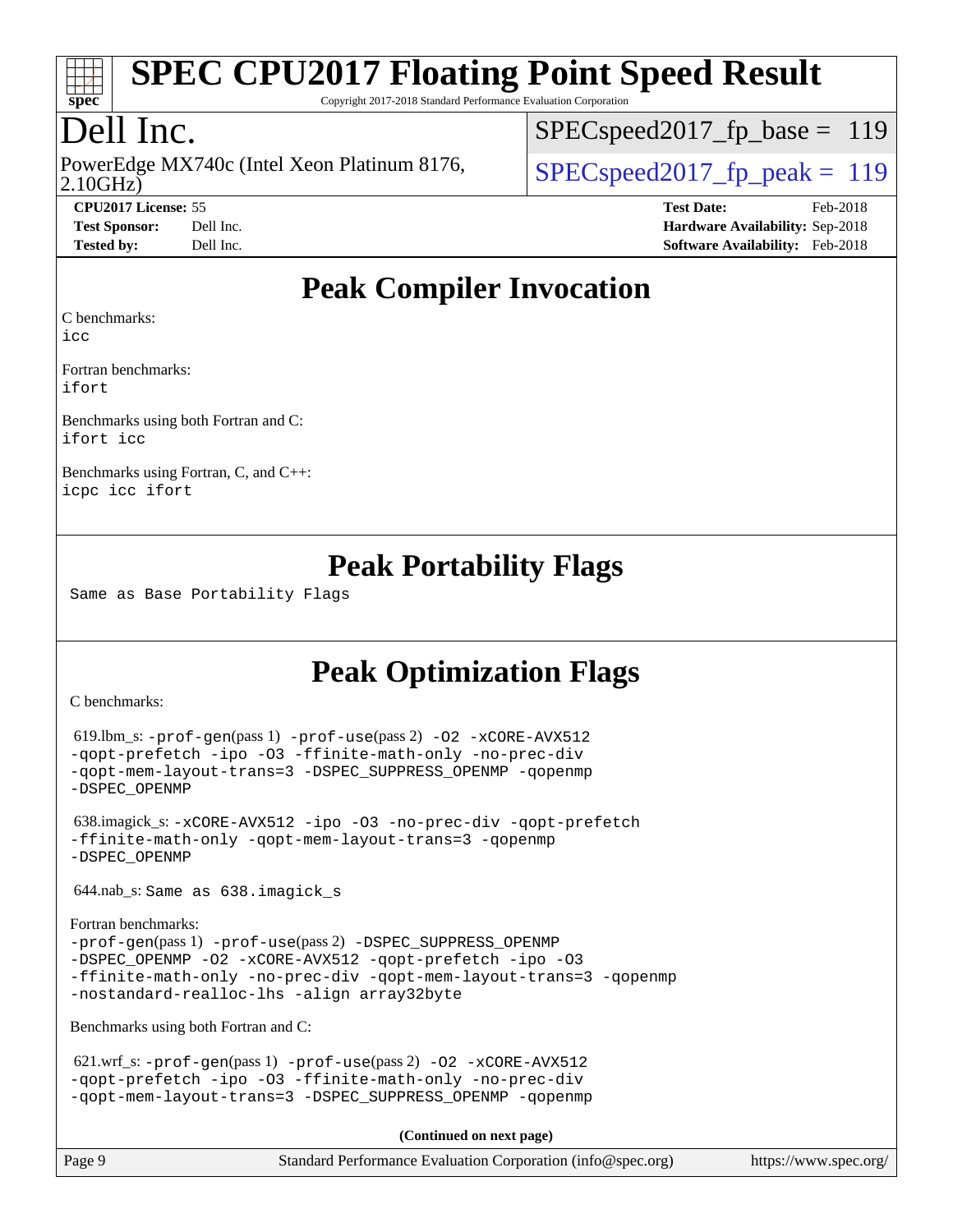# Peak Compiler Invocation

C benchmarks:
icc

Fortran benchmarks:
ifort

Benchmarks using both Fortran and C:
ifort icc

Benchmarks using Fortran, C, and C++:
icpc icc ifort

# Peak Portability Flags

Same as Base Portability Flags

# Peak Optimization Flags

C benchmarks:

619.lbm_s: -prof-gen(pass 1) -prof-use(pass 2) -O2 -xCORE-AVX512 -qopt-prefetch -ipo -O3 -ffinite-math-only -no-prec-div -qopt-mem-layout-trans=3 -DSPEC_SUPPRESS_OPENMP -qopenmp -DSPEC_OPENMP

638.imagick_s: -xCORE-AVX512 -ipo -O3 -no-prec-div -qopt-prefetch -ffinite-math-only -qopt-mem-layout-trans=3 -qopenmp -DSPEC_OPENMP

644.nab_s: Same as 638.imagick_s

Fortran benchmarks:
-prof-gen(pass 1) -prof-use(pass 2) -DSPEC_SUPPRESS_OPENMP -DSPEC_OPENMP -O2 -xCORE-AVX512 -qopt-prefetch -ipo -O3 -ffinite-math-only -no-prec-div -qopt-mem-layout-trans=3 -qopenmp -nostandard-realloc-lhs -align array32byte

Benchmarks using both Fortran and C:

621.wrf_s: -prof-gen(pass 1) -prof-use(pass 2) -O2 -xCORE-AVX512 -qopt-prefetch -ipo -O3 -ffinite-math-only -no-prec-div -qopt-mem-layout-trans=3 -DSPEC_SUPPRESS_OPENMP -qopenmp

**(Continued on next page)**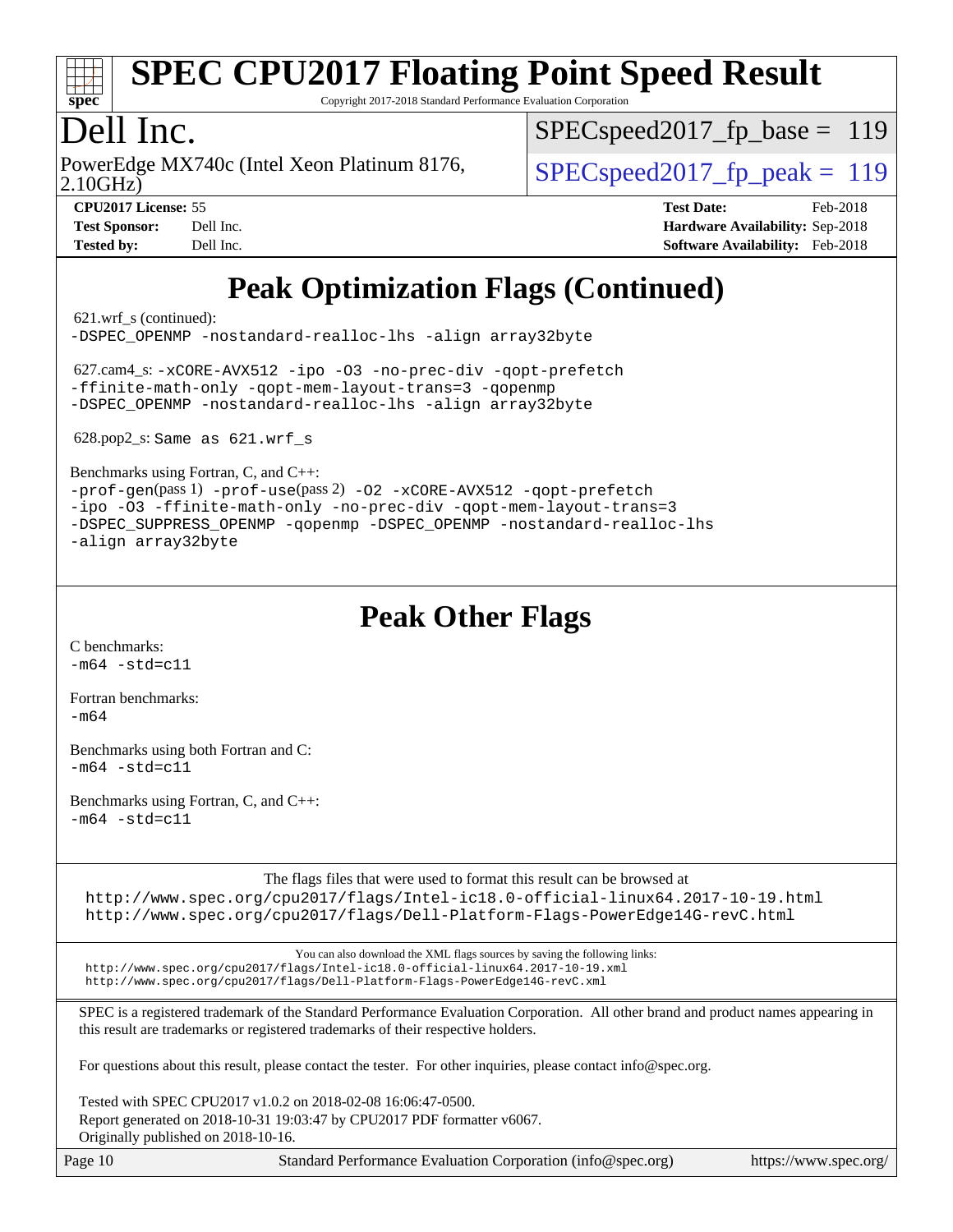# Peak Optimization Flags (Continued)

621.wrf_s (continued):
-DSPEC_OPENMP -nostandard-realloc-lhs -align array32byte

627.cam4_s: -xCORE-AVX512 -ipo -O3 -no-prec-div -qopt-prefetch
-ffinite-math-only -qopt-mem-layout-trans=3 -qopenmp
-DSPEC_OPENMP -nostandard-realloc-lhs -align array32byte

628.pop2_s: Same as 621.wrf_s

Benchmarks using Fortran, C, and C++:
-prof-gen(pass 1) -prof-use(pass 2) -O2 -xCORE-AVX512 -qopt-prefetch
-ipo -O3 -ffinite-math-only -no-prec-div -qopt-mem-layout-trans=3
-DSPEC_SUPPRESS_OPENMP -qopenmp -DSPEC_OPENMP -nostandard-realloc-lhs
-align array32byte

# Peak Other Flags

C benchmarks:
-m64 -std=c11

Fortran benchmarks:
-m64

Benchmarks using both Fortran and C:
-m64 -std=c11

Benchmarks using Fortran, C, and C++:
-m64 -std=c11

The flags files that were used to format this result can be browsed at
http://www.spec.org/cpu2017/flags/Intel-ic18.0-official-linux64.2017-10-19.html
http://www.spec.org/cpu2017/flags/Dell-Platform-Flags-PowerEdge14G-revC.html

You can also download the XML flags sources by saving the following links:
http://www.spec.org/cpu2017/flags/Intel-ic18.0-official-linux64.2017-10-19.xml
http://www.spec.org/cpu2017/flags/Dell-Platform-Flags-PowerEdge14G-revC.xml

SPEC is a registered trademark of the Standard Performance Evaluation Corporation. All other brand and product names appearing in this result are trademarks or registered trademarks of their respective holders.

For questions about this result, please contact the tester. For other inquiries, please contact info@spec.org.

Tested with SPEC CPU2017 v1.0.2 on 2018-02-08 16:06:47-0500.
Report generated on 2018-10-31 19:03:47 by CPU2017 PDF formatter v6067.
Originally published on 2018-10-16.